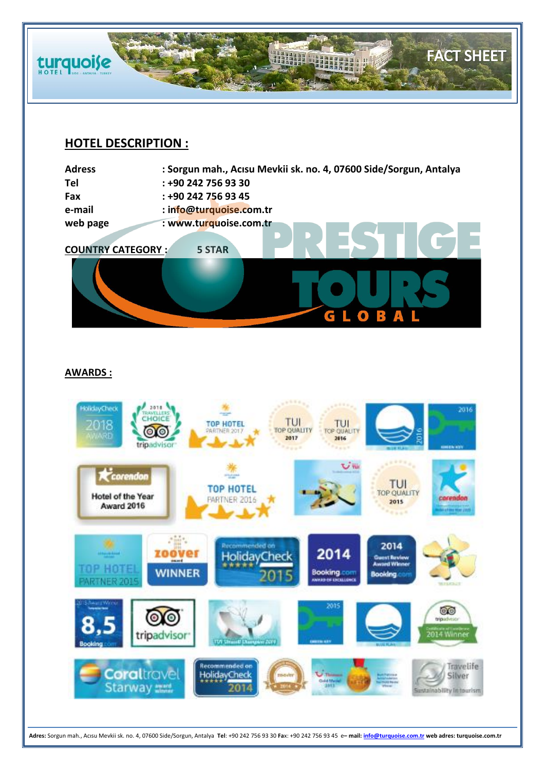turquoise HOTEL SIDE - ANTALYA - TURKEY

FACT SHEET

## HOTEL DESCRIPTION :

| | |
|---|---|
| **Adress** | **: Sorgun mah., Acısu Mevkii sk. no. 4, 07600 Side/Sorgun, Antalya** |
| **Tel** | **: +90 242 756 93 30** |
| **Fax** | **: +90 242 756 93 45** |
| **e-mail** | **: info@turquoise.com.tr** |
| **web page** | **: www.turquoise.com.tr** |

**COUNTRY CATEGORY :** **5 STAR**

PRESTIGE TOURS GLOBAL

## AWARDS :

Adres: Sorgun mah., Acısu Mevkii sk. no. 4, 07600 Side/Sorgun, Antalya **Tel**: +90 242 756 93 30 **Fax**: +90 242 756 93 45 **e– mail:** info@turquoise.com.tr **web adres: turquoise.com.tr**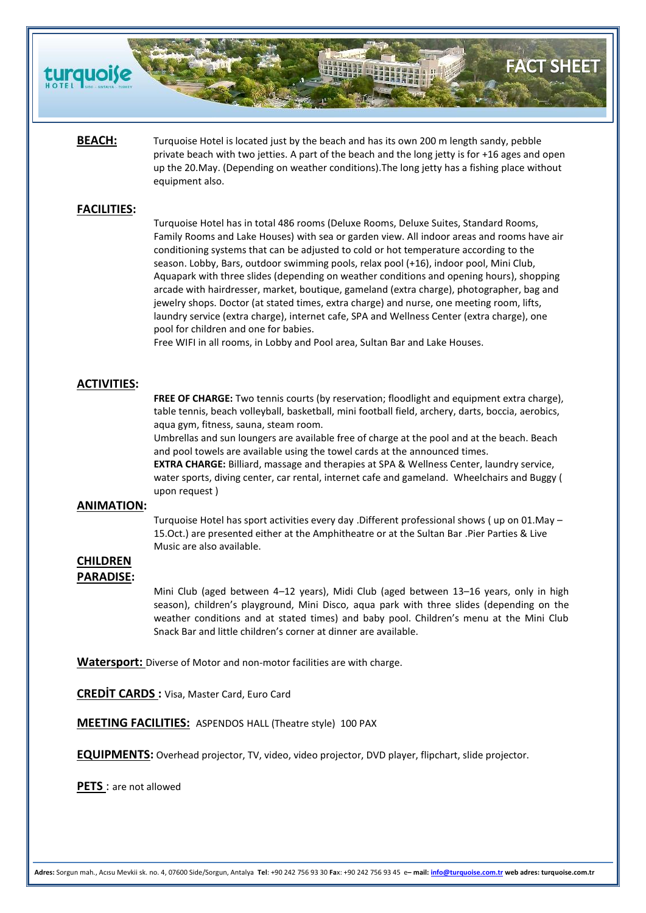# FACT SHEET

**BEACH:** Turquoise Hotel is located just by the beach and has its own 200 m length sandy, pebble private beach with two jetties. A part of the beach and the long jetty is for +16 ages and open up the 20.May. (Depending on weather conditions).The long jetty has a fishing place without equipment also.

**FACILITIES:**

Turquoise Hotel has in total 486 rooms (Deluxe Rooms, Deluxe Suites, Standard Rooms, Family Rooms and Lake Houses) with sea or garden view. All indoor areas and rooms have air conditioning systems that can be adjusted to cold or hot temperature according to the season. Lobby, Bars, outdoor swimming pools, relax pool (+16), indoor pool, Mini Club, Aquapark with three slides (depending on weather conditions and opening hours), shopping arcade with hairdresser, market, boutique, gameland (extra charge), photographer, bag and jewelry shops. Doctor (at stated times, extra charge) and nurse, one meeting room, lifts, laundry service (extra charge), internet cafe, SPA and Wellness Center (extra charge), one pool for children and one for babies.
Free WIFI in all rooms, in Lobby and Pool area, Sultan Bar and Lake Houses.

**ACTIVITIES:**

**FREE OF CHARGE:** Two tennis courts (by reservation; floodlight and equipment extra charge), table tennis, beach volleyball, basketball, mini football field, archery, darts, boccia, aerobics, aqua gym, fitness, sauna, steam room.
Umbrellas and sun loungers are available free of charge at the pool and at the beach. Beach and pool towels are available using the towel cards at the announced times.
**EXTRA CHARGE:** Billiard, massage and therapies at SPA & Wellness Center, laundry service, water sports, diving center, car rental, internet cafe and gameland. Wheelchairs and Buggy ( upon request )

**ANIMATION:**

Turquoise Hotel has sport activities every day .Different professional shows ( up on 01.May – 15.Oct.) are presented either at the Amphitheatre or at the Sultan Bar .Pier Parties & Live Music are also available.

**CHILDREN PARADISE:**

Mini Club (aged between 4–12 years), Midi Club (aged between 13–16 years, only in high season), children's playground, Mini Disco, aqua park with three slides (depending on the weather conditions and at stated times) and baby pool. Children's menu at the Mini Club Snack Bar and little children's corner at dinner are available.

**Watersport:** Diverse of Motor and non-motor facilities are with charge.

**CREDİT CARDS :** Visa, Master Card, Euro Card

**MEETING FACILITIES:** ASPENDOS HALL (Theatre style) 100 PAX

**EQUIPMENTS:** Overhead projector, TV, video, video projector, DVD player, flipchart, slide projector.

**PETS** : are not allowed

**Adres:** Sorgun mah., Acısu Mevkii sk. no. 4, 07600 Side/Sorgun, Antalya **Tel**: +90 242 756 93 30 **Fa**x: +90 242 756 93 45 **e– mail:** info@turquoise.com.tr **web adres: turquoise.com.tr**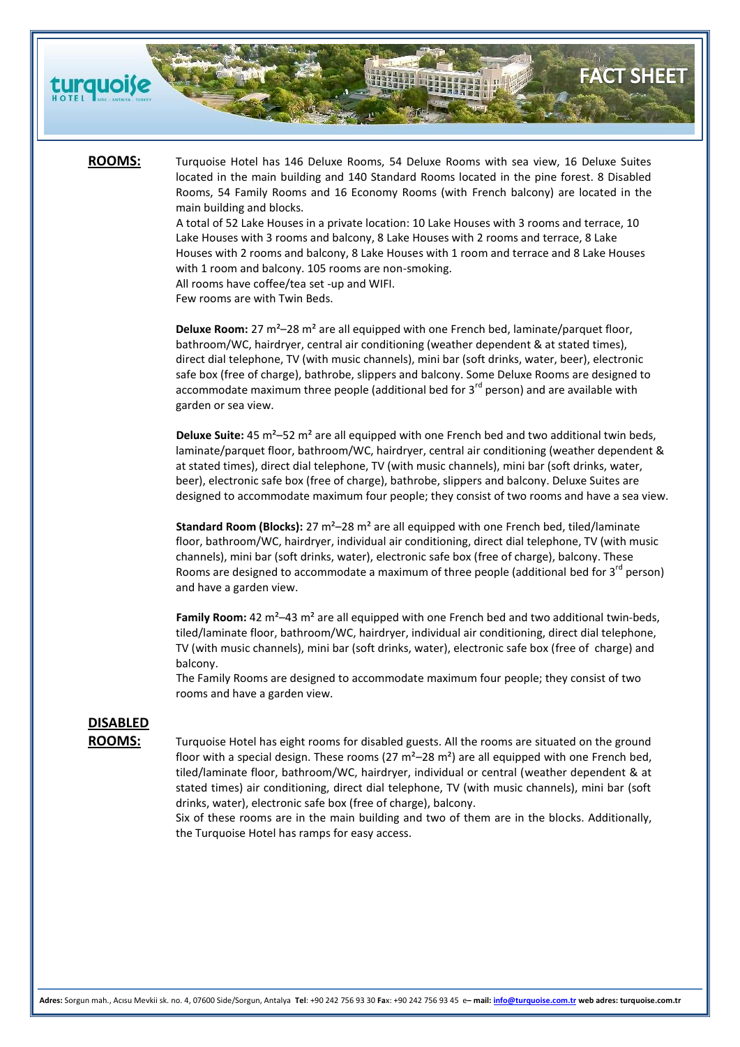# FACT SHEET

## ROOMS:

Turquoise Hotel has 146 Deluxe Rooms, 54 Deluxe Rooms with sea view, 16 Deluxe Suites located in the main building and 140 Standard Rooms located in the pine forest. 8 Disabled Rooms, 54 Family Rooms and 16 Economy Rooms (with French balcony) are located in the main building and blocks.

A total of 52 Lake Houses in a private location: 10 Lake Houses with 3 rooms and terrace, 10 Lake Houses with 3 rooms and balcony, 8 Lake Houses with 2 rooms and terrace, 8 Lake Houses with 2 rooms and balcony, 8 Lake Houses with 1 room and terrace and 8 Lake Houses with 1 room and balcony. 105 rooms are non-smoking.

All rooms have coffee/tea set -up and WIFI.

Few rooms are with Twin Beds.

**Deluxe Room:** 27 m²–28 m² are all equipped with one French bed, laminate/parquet floor, bathroom/WC, hairdryer, central air conditioning (weather dependent & at stated times), direct dial telephone, TV (with music channels), mini bar (soft drinks, water, beer), electronic safe box (free of charge), bathrobe, slippers and balcony. Some Deluxe Rooms are designed to accommodate maximum three people (additional bed for 3rd person) and are available with garden or sea view.

**Deluxe Suite:** 45 m²–52 m² are all equipped with one French bed and two additional twin beds, laminate/parquet floor, bathroom/WC, hairdryer, central air conditioning (weather dependent & at stated times), direct dial telephone, TV (with music channels), mini bar (soft drinks, water, beer), electronic safe box (free of charge), bathrobe, slippers and balcony. Deluxe Suites are designed to accommodate maximum four people; they consist of two rooms and have a sea view.

**Standard Room (Blocks):** 27 m²–28 m² are all equipped with one French bed, tiled/laminate floor, bathroom/WC, hairdryer, individual air conditioning, direct dial telephone, TV (with music channels), mini bar (soft drinks, water), electronic safe box (free of charge), balcony. These Rooms are designed to accommodate a maximum of three people (additional bed for 3rd person) and have a garden view.

**Family Room:** 42 m²–43 m² are all equipped with one French bed and two additional twin-beds, tiled/laminate floor, bathroom/WC, hairdryer, individual air conditioning, direct dial telephone, TV (with music channels), mini bar (soft drinks, water), electronic safe box (free of charge) and balcony.

The Family Rooms are designed to accommodate maximum four people; they consist of two rooms and have a garden view.

## DISABLED ROOMS:

Turquoise Hotel has eight rooms for disabled guests. All the rooms are situated on the ground floor with a special design. These rooms (27 m²–28 m²) are all equipped with one French bed, tiled/laminate floor, bathroom/WC, hairdryer, individual or central (weather dependent & at stated times) air conditioning, direct dial telephone, TV (with music channels), mini bar (soft drinks, water), electronic safe box (free of charge), balcony.

Six of these rooms are in the main building and two of them are in the blocks. Additionally, the Turquoise Hotel has ramps for easy access.

**Adres:** Sorgun mah., Acısu Mevkii sk. no. 4, 07600 Side/Sorgun, Antalya **Tel**: +90 242 756 93 30 **Fax**: +90 242 756 93 45 **e– mail:** info@turquoise.com.tr **web adres: turquoise.com.tr**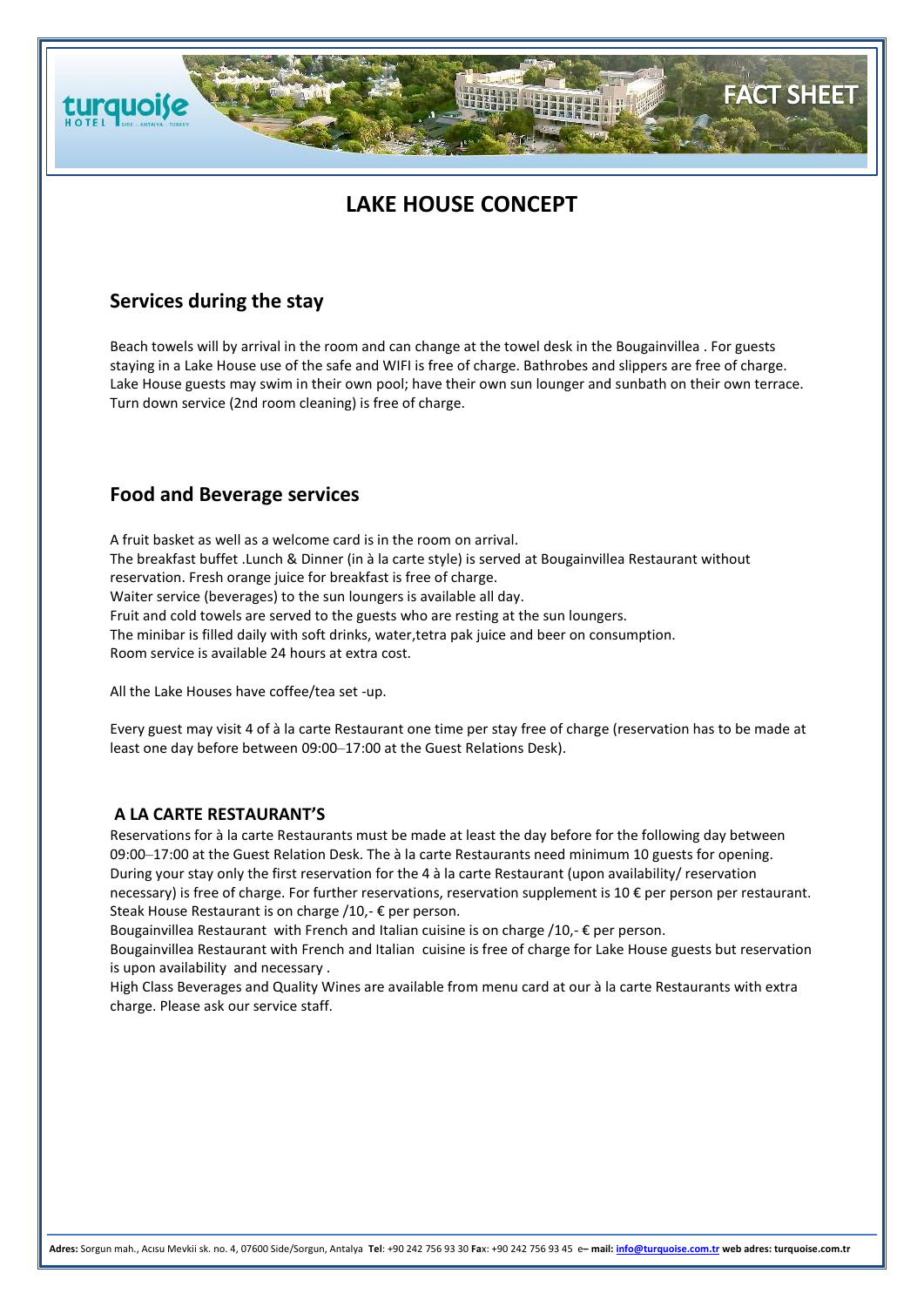# LAKE HOUSE CONCEPT

## Services during the stay

Beach towels will by arrival in the room and can change at the towel desk in the Bougainvillea . For guests staying in a Lake House use of the safe and WIFI is free of charge. Bathrobes and slippers are free of charge. Lake House guests may swim in their own pool; have their own sun lounger and sunbath on their own terrace. Turn down service (2nd room cleaning) is free of charge.

## Food and Beverage services

A fruit basket as well as a welcome card is in the room on arrival.
The breakfast buffet .Lunch & Dinner (in à la carte style) is served at Bougainvillea Restaurant without reservation. Fresh orange juice for breakfast is free of charge.
Waiter service (beverages) to the sun loungers is available all day.
Fruit and cold towels are served to the guests who are resting at the sun loungers.
The minibar is filled daily with soft drinks, water,tetra pak juice and beer on consumption.
Room service is available 24 hours at extra cost.

All the Lake Houses have coffee/tea set -up.

Every guest may visit 4 of à la carte Restaurant one time per stay free of charge (reservation has to be made at least one day before between 09:00–17:00 at the Guest Relations Desk).

### A LA CARTE RESTAURANT'S

Reservations for à la carte Restaurants must be made at least the day before for the following day between 09:00–17:00 at the Guest Relation Desk. The à la carte Restaurants need minimum 10 guests for opening. During your stay only the first reservation for the 4 à la carte Restaurant (upon availability/ reservation necessary) is free of charge. For further reservations, reservation supplement is 10 € per person per restaurant.
Steak House Restaurant is on charge /10,- € per person.
Bougainvillea Restaurant with French and Italian cuisine is on charge /10,- € per person.
Bougainvillea Restaurant with French and Italian cuisine is free of charge for Lake House guests but reservation is upon availability and necessary .
High Class Beverages and Quality Wines are available from menu card at our à la carte Restaurants with extra charge. Please ask our service staff.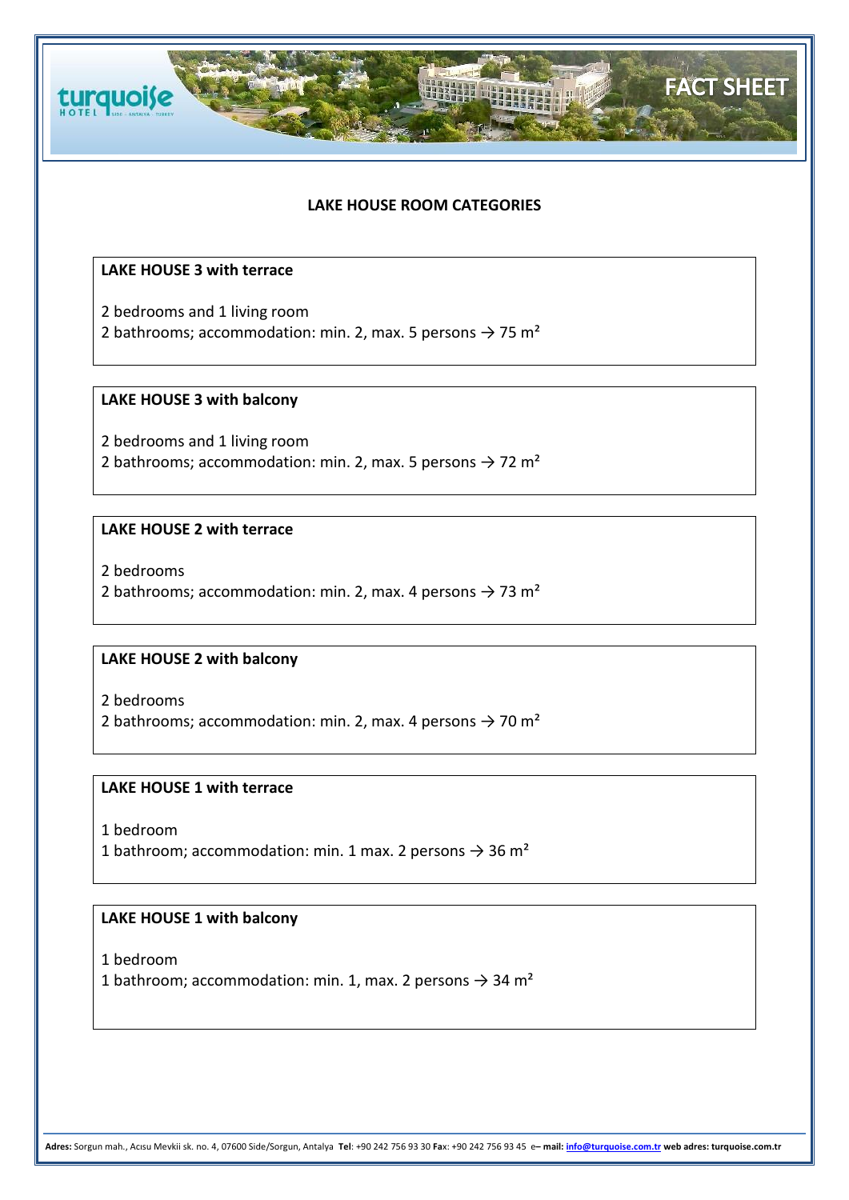## LAKE HOUSE ROOM CATEGORIES

### LAKE HOUSE 3 with terrace

2 bedrooms and 1 living room
2 bathrooms; accommodation: min. 2, max. 5 persons → 75 m²

### LAKE HOUSE 3 with balcony

2 bedrooms and 1 living room
2 bathrooms; accommodation: min. 2, max. 5 persons → 72 m²

### LAKE HOUSE 2 with terrace

2 bedrooms
2 bathrooms; accommodation: min. 2, max. 4 persons → 73 m²

### LAKE HOUSE 2 with balcony

2 bedrooms
2 bathrooms; accommodation: min. 2, max. 4 persons → 70 m²

### LAKE HOUSE 1 with terrace

1 bedroom
1 bathroom; accommodation: min. 1 max. 2 persons → 36 m²

### LAKE HOUSE 1 with balcony

1 bedroom
1 bathroom; accommodation: min. 1, max. 2 persons → 34 m²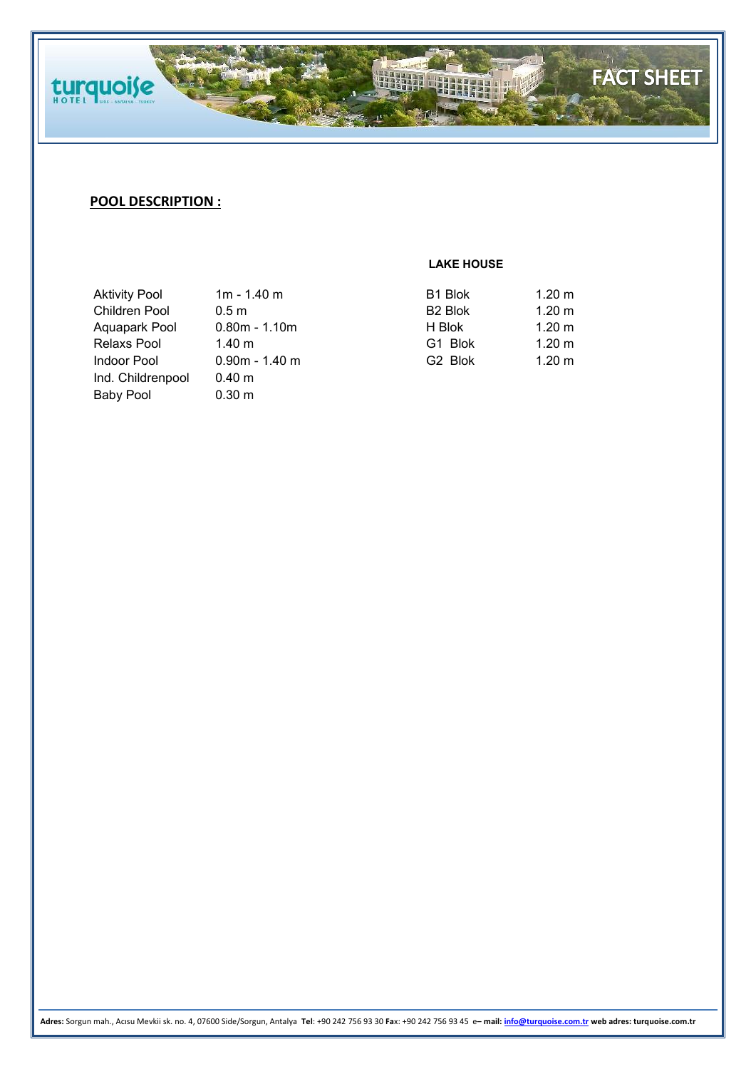## POOL DESCRIPTION :

| Pool | Depth |
|---|---|
| Aktivity Pool | 1m - 1.40 m |
| Children Pool | 0.5 m |
| Aquapark Pool | 0.80m - 1.10m |
| Relaxs Pool | 1.40 m |
| Indoor Pool | 0.90m - 1.40 m |
| Ind. Childrenpool | 0.40 m |
| Baby Pool | 0.30 m |

**LAKE HOUSE**

| Blok | Depth |
|---|---|
| B1 Blok | 1.20 m |
| B2 Blok | 1.20 m |
| H Blok | 1.20 m |
| G1 Blok | 1.20 m |
| G2 Blok | 1.20 m |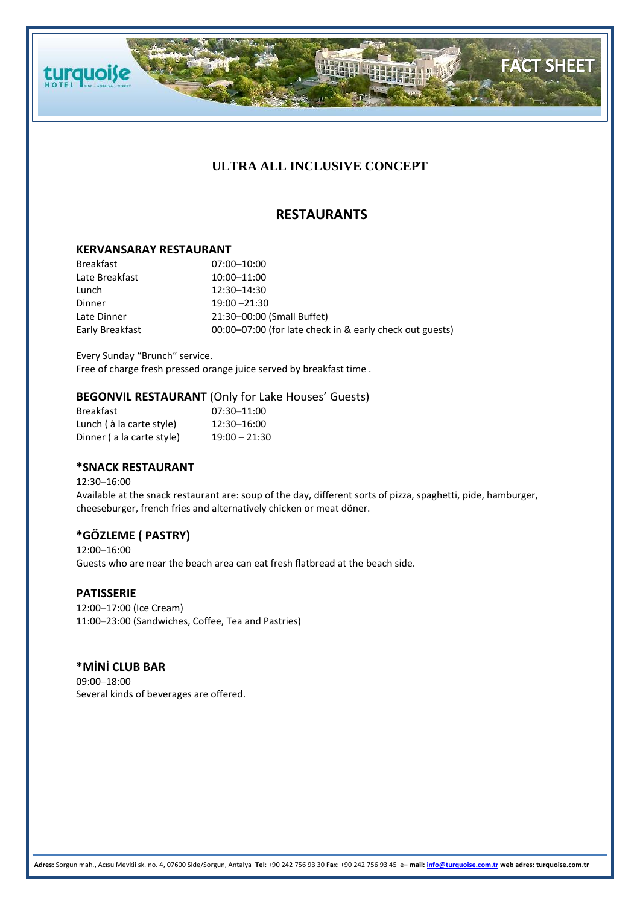## ULTRA ALL INCLUSIVE CONCEPT

## RESTAURANTS

### KERVANSARAY RESTAURANT

| | |
|---|---|
| Breakfast | 07:00–10:00 |
| Late Breakfast | 10:00–11:00 |
| Lunch | 12:30–14:30 |
| Dinner | 19:00 –21:30 |
| Late Dinner | 21:30–00:00 (Small Buffet) |
| Early Breakfast | 00:00–07:00 (for late check in & early check out guests) |

Every Sunday “Brunch” service.
Free of charge fresh pressed orange juice served by breakfast time .

### BEGONVIL RESTAURANT (Only for Lake Houses’ Guests)

| | |
|---|---|
| Breakfast | 07:30–11:00 |
| Lunch ( à la carte style) | 12:30–16:00 |
| Dinner ( a la carte style) | 19:00 – 21:30 |

### *SNACK RESTAURANT

12:30–16:00
Available at the snack restaurant are: soup of the day, different sorts of pizza, spaghetti, pide, hamburger, cheeseburger, french fries and alternatively chicken or meat döner.

### *GÖZLEME ( PASTRY)

12:00–16:00
Guests who are near the beach area can eat fresh flatbread at the beach side.

### PATISSERIE

12:00–17:00 (Ice Cream)
11:00–23:00 (Sandwiches, Coffee, Tea and Pastries)

### *MİNİ CLUB BAR

09:00–18:00
Several kinds of beverages are offered.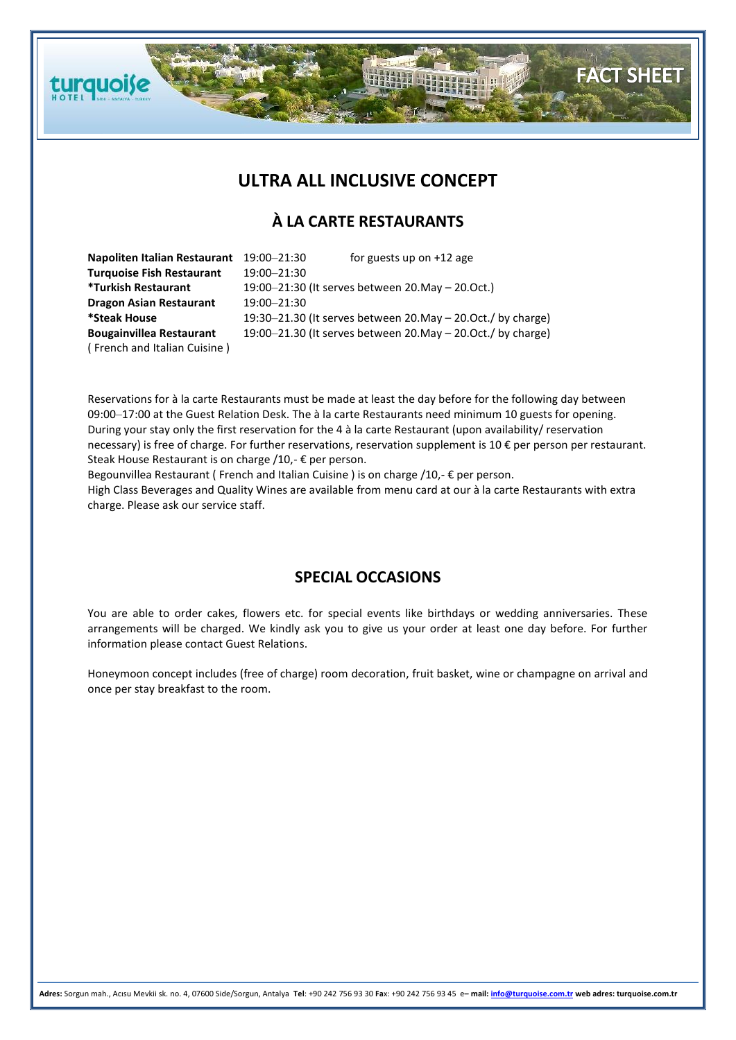## ULTRA ALL INCLUSIVE CONCEPT

### À LA CARTE RESTAURANTS

| | | |
|---|---|---|
| **Napoliten Italian Restaurant** | 19:00–21:30 | for guests up on +12 age |
| **Turquoise Fish Restaurant** | 19:00–21:30 | |
| ***Turkish Restaurant** | 19:00–21:30 (It serves between 20.May – 20.Oct.) | |
| **Dragon Asian Restaurant** | 19:00–21:30 | |
| ***Steak House** | 19:30–21.30 (It serves between 20.May – 20.Oct./ by charge) | |
| **Bougainvillea Restaurant** ( French and Italian Cuisine ) | 19:00–21.30 (It serves between 20.May – 20.Oct./ by charge) | |

Reservations for à la carte Restaurants must be made at least the day before for the following day between 09:00–17:00 at the Guest Relation Desk. The à la carte Restaurants need minimum 10 guests for opening. During your stay only the first reservation for the 4 à la carte Restaurant (upon availability/ reservation necessary) is free of charge. For further reservations, reservation supplement is 10 € per person per restaurant. Steak House Restaurant is on charge /10,- € per person.

Begounvillea Restaurant ( French and Italian Cuisine ) is on charge /10,- € per person.

High Class Beverages and Quality Wines are available from menu card at our à la carte Restaurants with extra charge. Please ask our service staff.

### SPECIAL OCCASIONS

You are able to order cakes, flowers etc. for special events like birthdays or wedding anniversaries. These arrangements will be charged. We kindly ask you to give us your order at least one day before. For further information please contact Guest Relations.

Honeymoon concept includes (free of charge) room decoration, fruit basket, wine or champagne on arrival and once per stay breakfast to the room.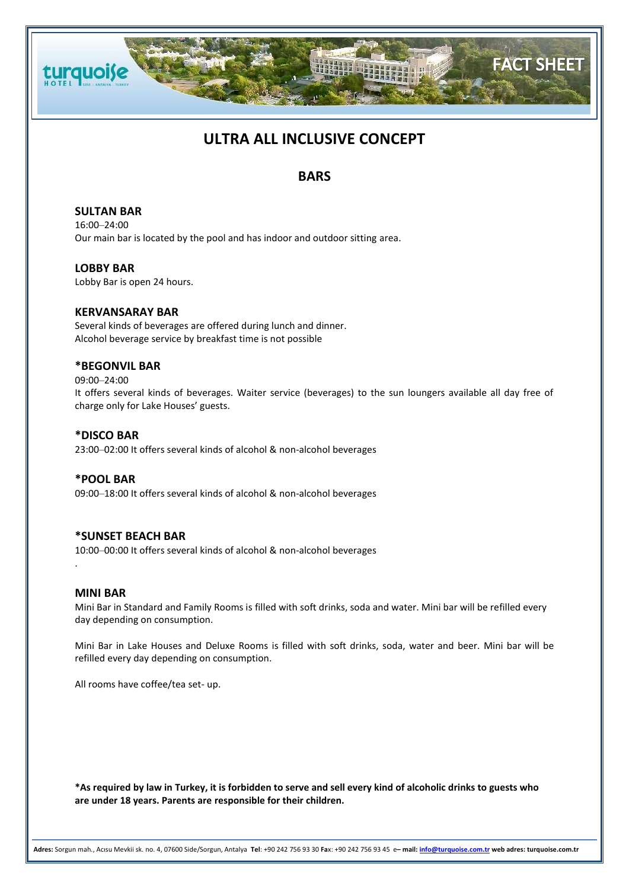# ULTRA ALL INCLUSIVE CONCEPT

## BARS

### SULTAN BAR

16:00–24:00
Our main bar is located by the pool and has indoor and outdoor sitting area.

### LOBBY BAR

Lobby Bar is open 24 hours.

### KERVANSARAY BAR

Several kinds of beverages are offered during lunch and dinner.
Alcohol beverage service by breakfast time is not possible

### *BEGONVIL BAR

09:00–24:00
It offers several kinds of beverages. Waiter service (beverages) to the sun loungers available all day free of charge only for Lake Houses' guests.

### *DISCO BAR

23:00–02:00 It offers several kinds of alcohol & non-alcohol beverages

### *POOL BAR

09:00–18:00 It offers several kinds of alcohol & non-alcohol beverages

### *SUNSET BEACH BAR

10:00–00:00 It offers several kinds of alcohol & non-alcohol beverages

### MINI BAR

Mini Bar in Standard and Family Rooms is filled with soft drinks, soda and water. Mini bar will be refilled every day depending on consumption.

Mini Bar in Lake Houses and Deluxe Rooms is filled with soft drinks, soda, water and beer. Mini bar will be refilled every day depending on consumption.

All rooms have coffee/tea set- up.

**\*As required by law in Turkey, it is forbidden to serve and sell every kind of alcoholic drinks to guests who are under 18 years. Parents are responsible for their children.**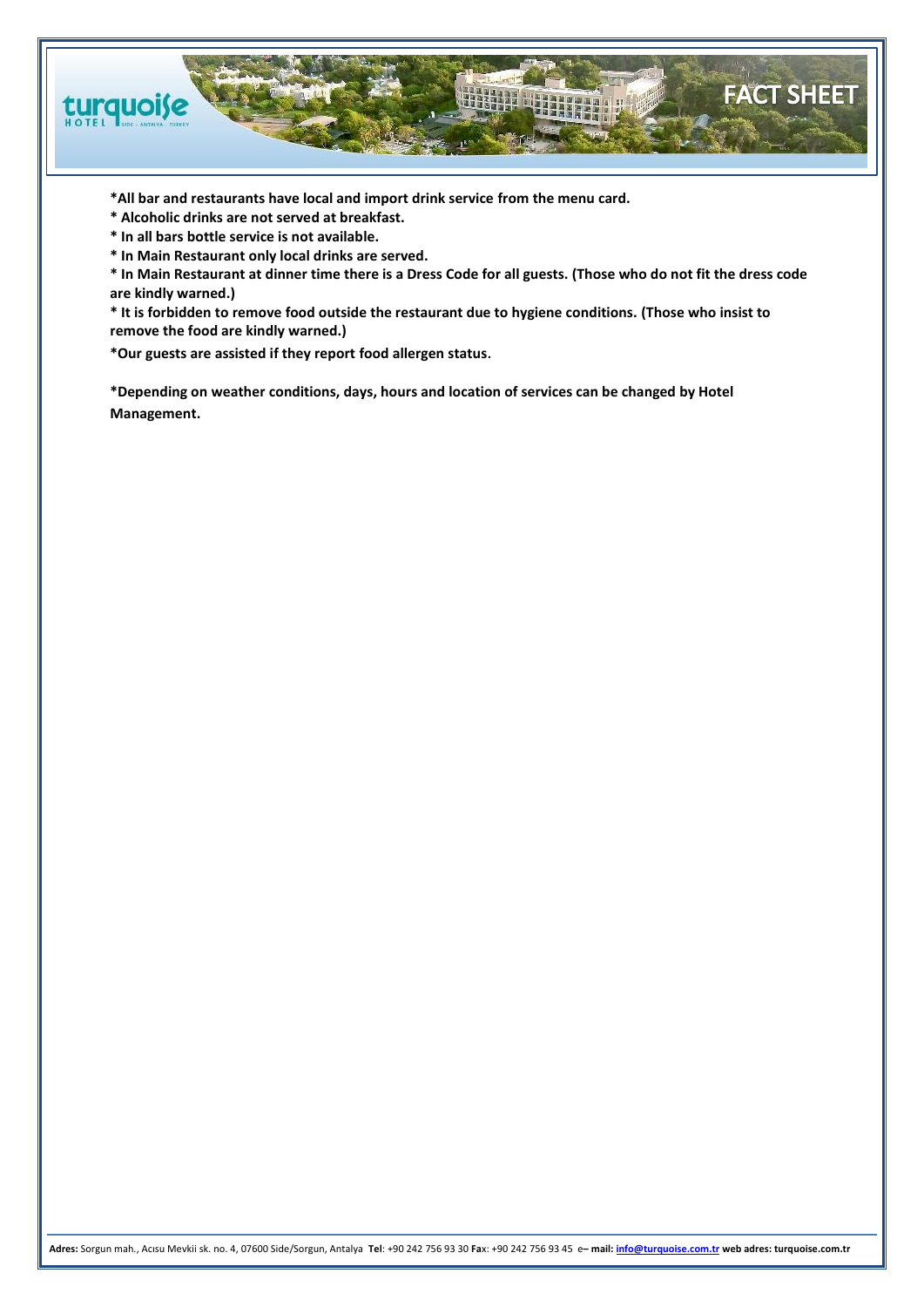**\*All bar and restaurants have local and import drink service from the menu card.**

**\* Alcoholic drinks are not served at breakfast.**

**\* In all bars bottle service is not available.**

**\* In Main Restaurant only local drinks are served.**

**\* In Main Restaurant at dinner time there is a Dress Code for all guests. (Those who do not fit the dress code are kindly warned.)**

**\* It is forbidden to remove food outside the restaurant due to hygiene conditions. (Those who insist to remove the food are kindly warned.)**

**\*Our guests are assisted if they report food allergen status.**

**\*Depending on weather conditions, days, hours and location of services can be changed by Hotel Management.**